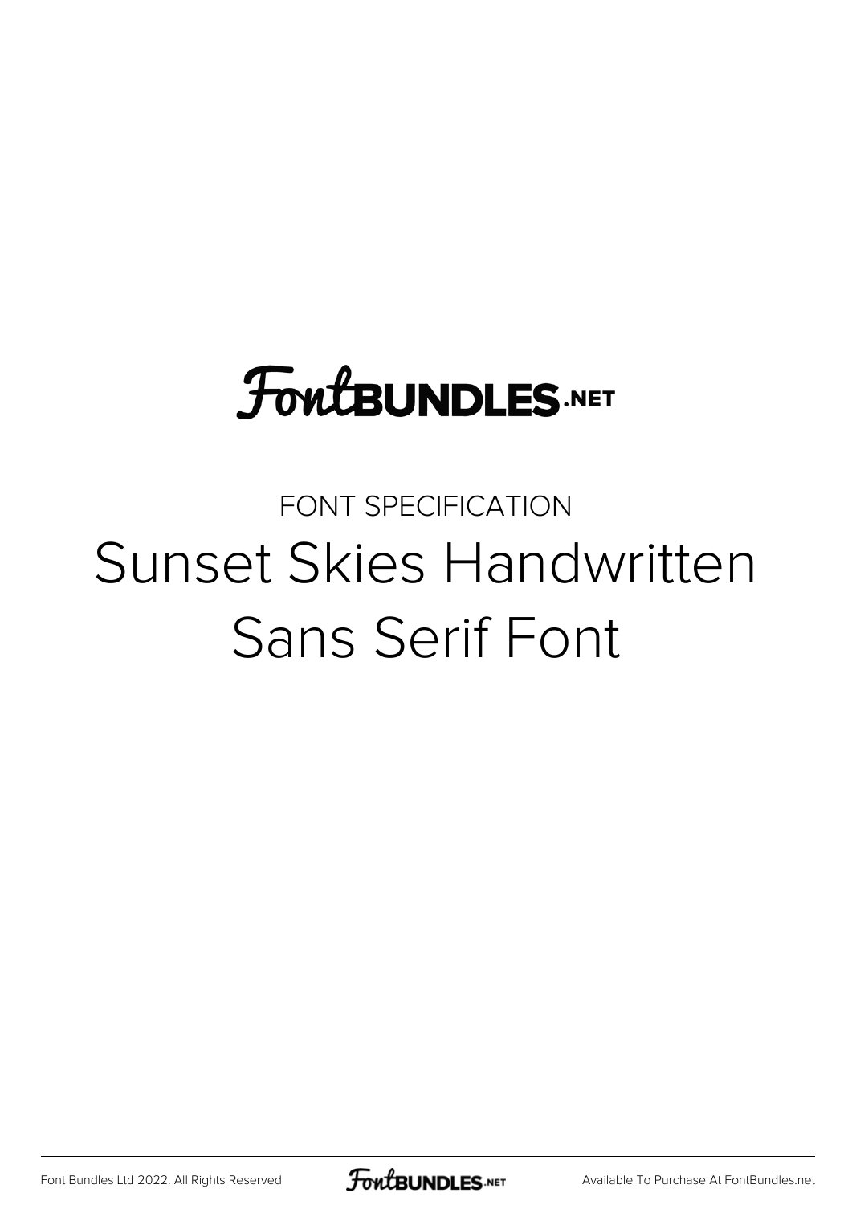FontBUNDLES.NET

FONT SPECIFICATION

# Sunset Skies Handwritten Sans Serif Font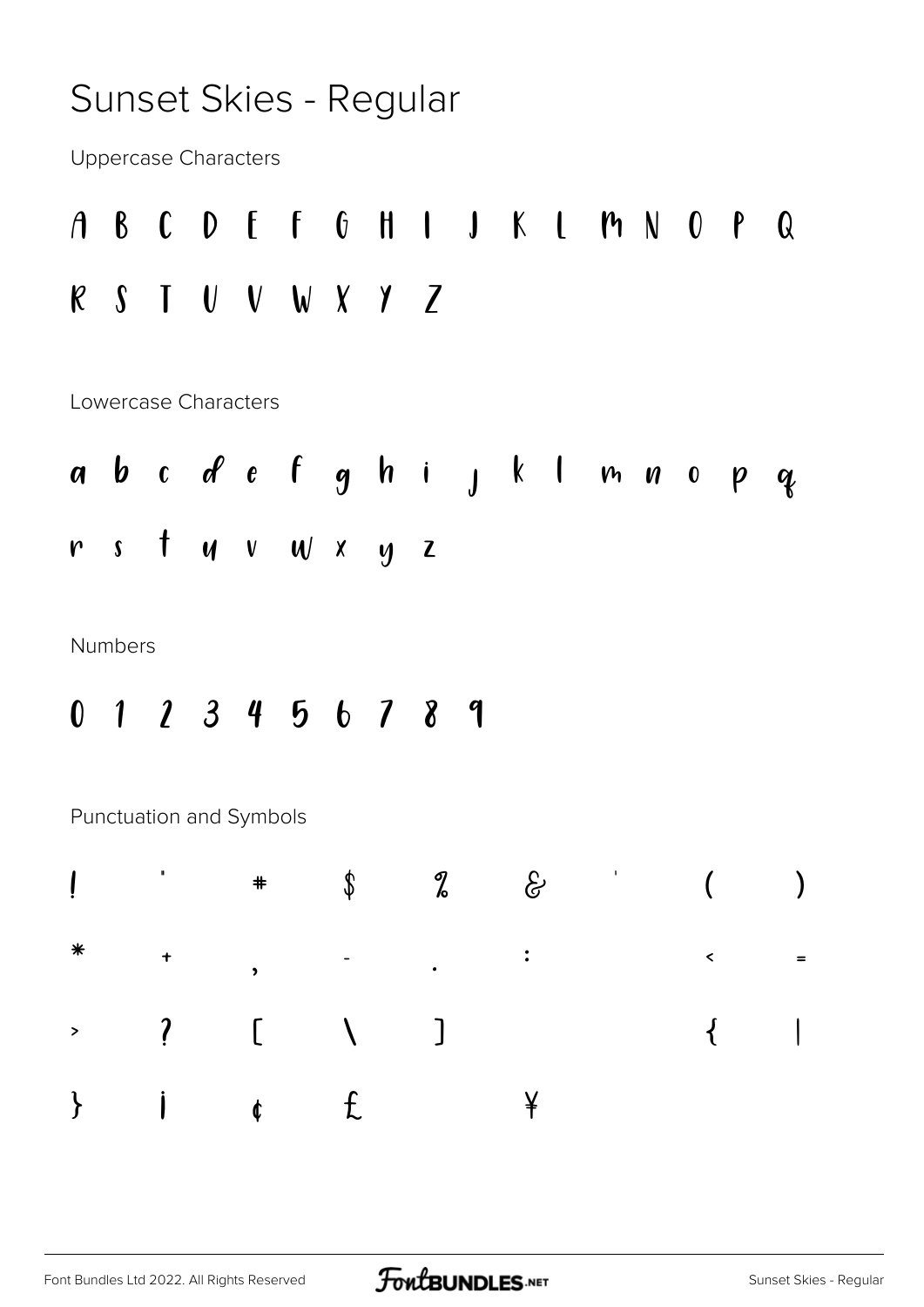# Sunset Skies - Regular

Uppercase Characters

A B C D E F G H I J K L M N O P Q

R S T U V W X Y Z

Lowercase Characters

a b c d e f g h i j k l m n o p q

r s t u v w x y z

Numbers

0 1 2 3 4 5 6 7 8 9

Punctuation and Symbols

| | | | | | | | | |
|---|---|---|---|---|---|---|---|---|
| ! | " | # | $ | % | & | ' | ( | ) |
| * | + | , | - | . | : | | < | = |
| > | ? | [ | \ | ] | | | { | \| |
| } | ¡ | ¢ | £ | | ¥ | | | |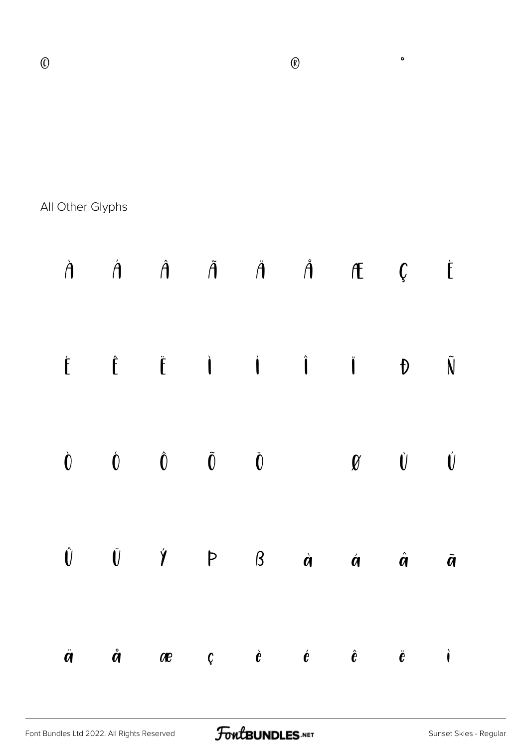©                    ®          °

All Other Glyphs

À Á Â Ã Ä Å Æ Ç È

É Ê Ë Ì Í Î Ï Ð Ñ

Ò Ó Ô Õ Ö × Ø Ù Ú

Û Ü Ý Þ ß à á â ã

ä å æ ç è é ê ë ì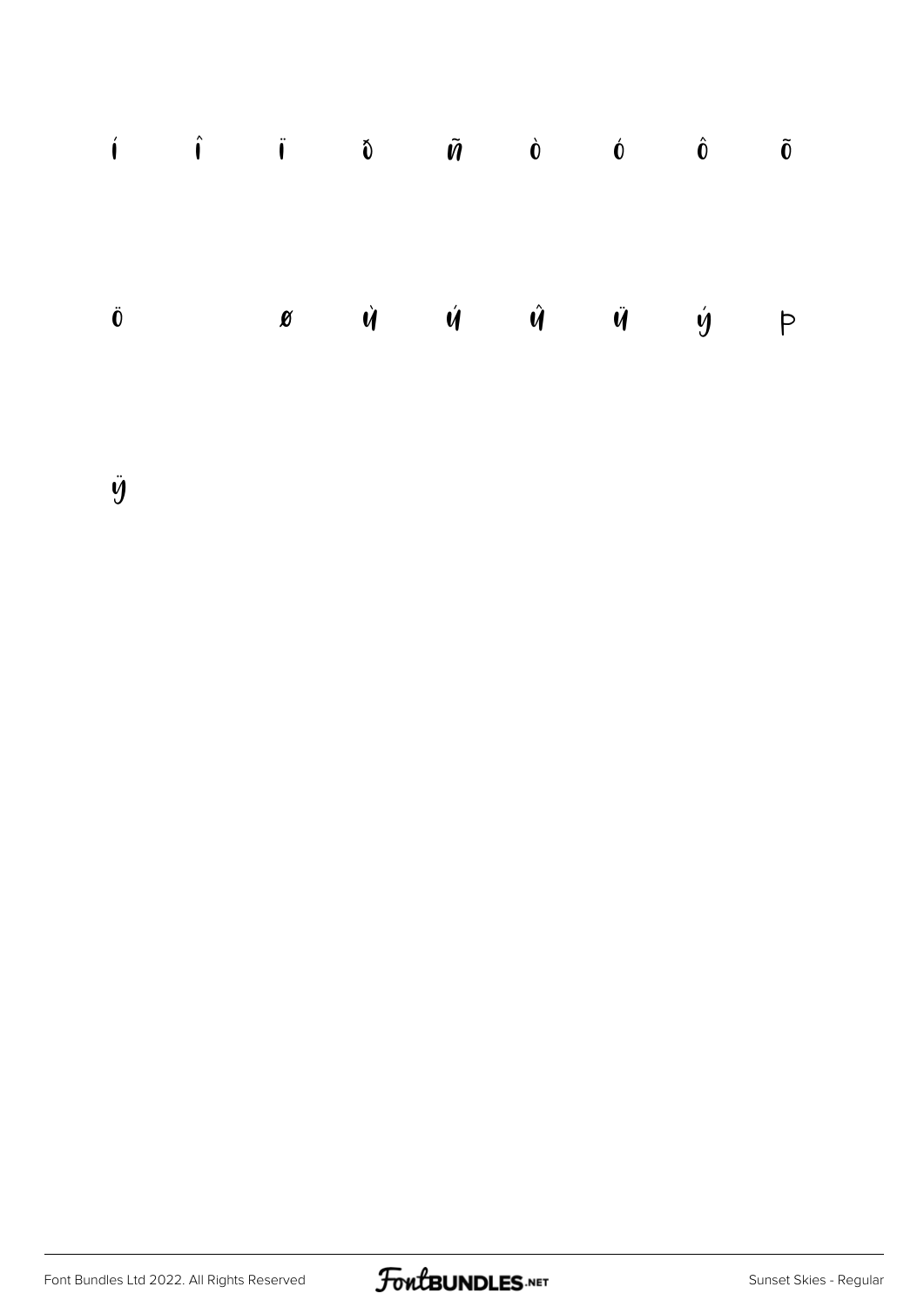í î ï ð ñ ò ó ô õ

ö ø ù ú û ü ý þ

ÿ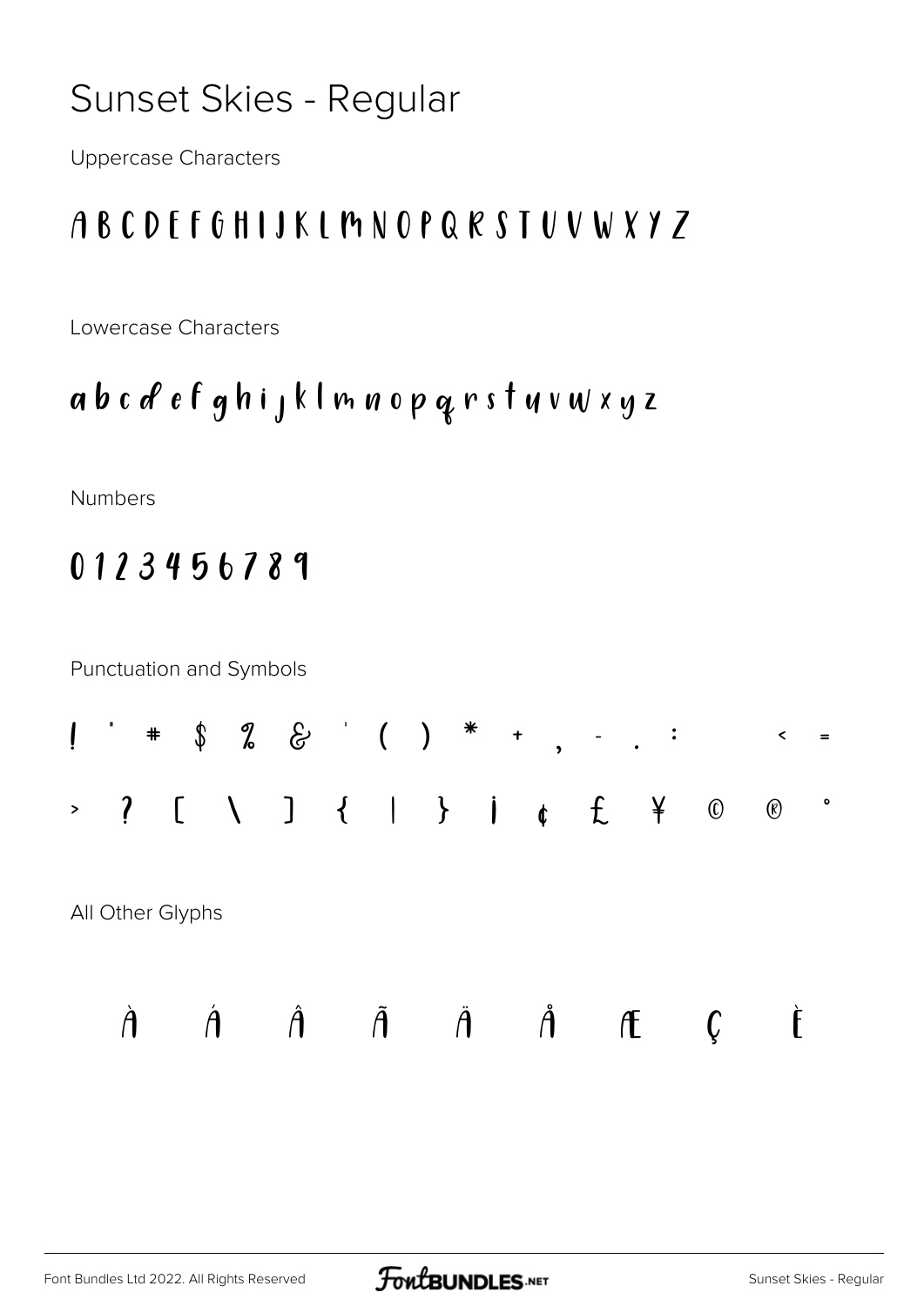# Sunset Skies - Regular

Uppercase Characters

A B C D E F G H I J K L M N O P Q R S T U V W X Y Z

Lowercase Characters

a b c d e f g h i j k l m n o p q r s t u v w x y z

Numbers

0 1 2 3 4 5 6 7 8 9

Punctuation and Symbols

! " # $ % & ' ( ) * + , - . : < =

> ? [ \ ] { | } ¡ ¢ £ ¥ © ® °

All Other Glyphs

À Á Â Ã Ä Å Æ Ç È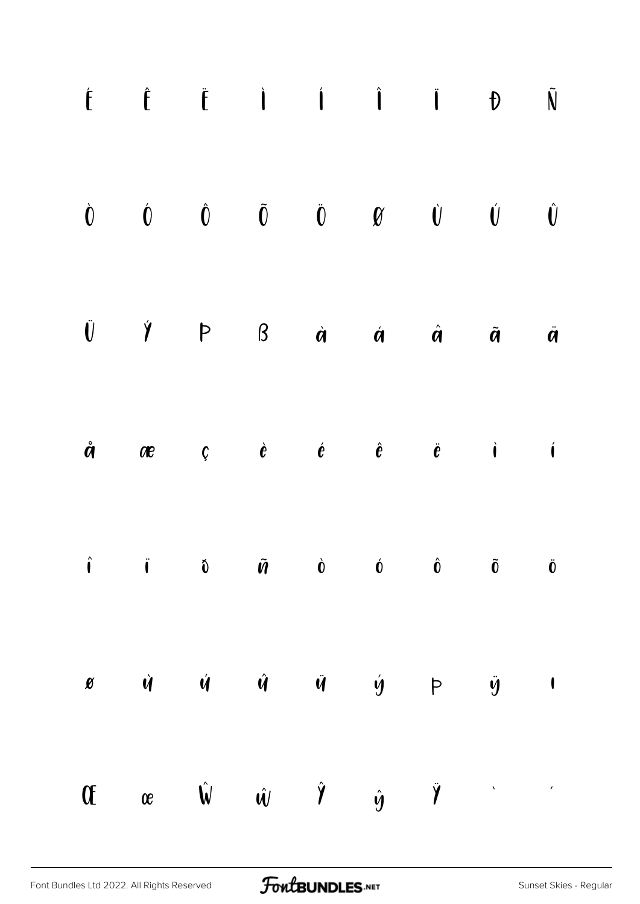É Ê Ë Ì Í Î Ï Ð Ñ

Ò Ó Ô Õ Ö Ø Ù Ú Û

Ü Ý Þ ß à á â ã ä

å æ ç è é ê ë ì í

î ï ð ñ ò ó ô õ ö

ø ù ú û ü ý þ ÿ ı

Œ œ Ŵ ŵ Ŷ ŷ Ÿ ˋ ˊ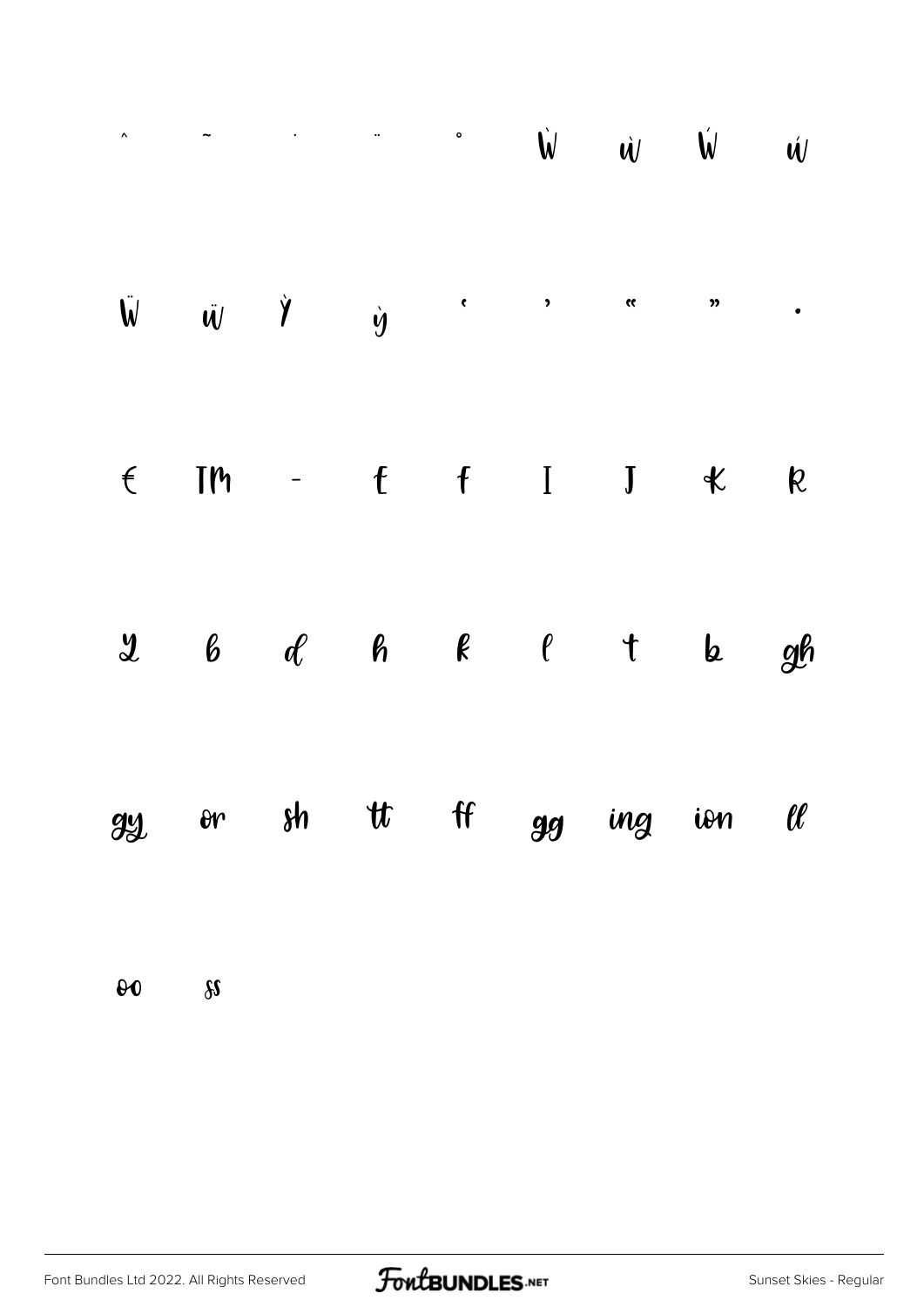^ ~ · ¨ ˚ Ẁ ẁ Ẃ ẃ

Ẅ ẅ Ỳ ỳ ' ' " " •

€ TM - £ f I J K R

y b d h k l t b gh

gy or sh tt ff gg ing ion ll

oo ss